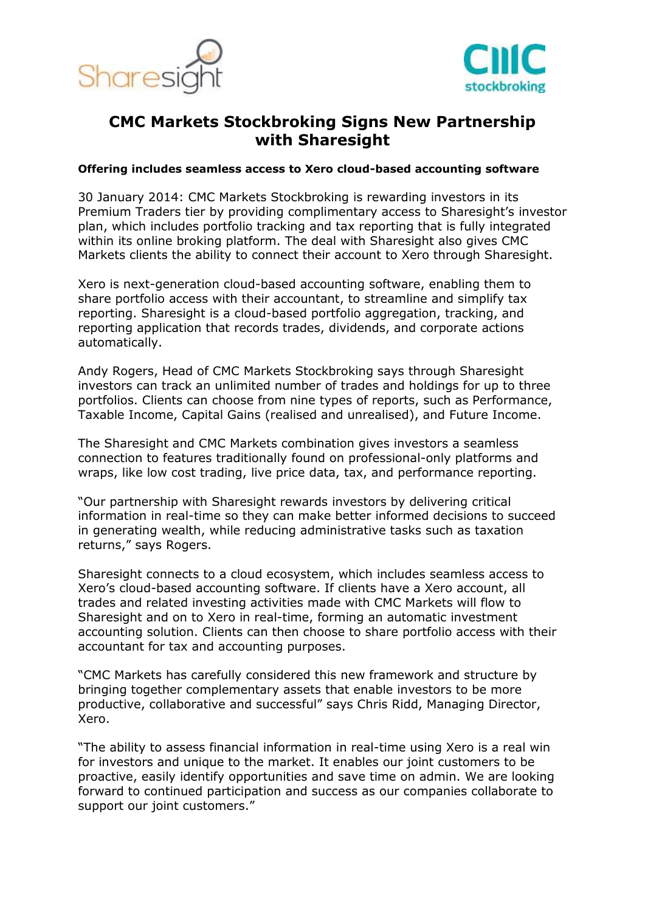# CMC Markets Stockbroking Signs New Partnership with Sharesight

**Offering includes seamless access to Xero cloud-based accounting software**

30 January 2014: CMC Markets Stockbroking is rewarding investors in its Premium Traders tier by providing complimentary access to Sharesight's investor plan, which includes portfolio tracking and tax reporting that is fully integrated within its online broking platform. The deal with Sharesight also gives CMC Markets clients the ability to connect their account to Xero through Sharesight.

Xero is next-generation cloud-based accounting software, enabling them to share portfolio access with their accountant, to streamline and simplify tax reporting. Sharesight is a cloud-based portfolio aggregation, tracking, and reporting application that records trades, dividends, and corporate actions automatically.

Andy Rogers, Head of CMC Markets Stockbroking says through Sharesight investors can track an unlimited number of trades and holdings for up to three portfolios. Clients can choose from nine types of reports, such as Performance, Taxable Income, Capital Gains (realised and unrealised), and Future Income.

The Sharesight and CMC Markets combination gives investors a seamless connection to features traditionally found on professional-only platforms and wraps, like low cost trading, live price data, tax, and performance reporting.

"Our partnership with Sharesight rewards investors by delivering critical information in real-time so they can make better informed decisions to succeed in generating wealth, while reducing administrative tasks such as taxation returns," says Rogers.

Sharesight connects to a cloud ecosystem, which includes seamless access to Xero's cloud-based accounting software. If clients have a Xero account, all trades and related investing activities made with CMC Markets will flow to Sharesight and on to Xero in real-time, forming an automatic investment accounting solution. Clients can then choose to share portfolio access with their accountant for tax and accounting purposes.

"CMC Markets has carefully considered this new framework and structure by bringing together complementary assets that enable investors to be more productive, collaborative and successful" says Chris Ridd, Managing Director, Xero.

"The ability to assess financial information in real-time using Xero is a real win for investors and unique to the market. It enables our joint customers to be proactive, easily identify opportunities and save time on admin. We are looking forward to continued participation and success as our companies collaborate to support our joint customers."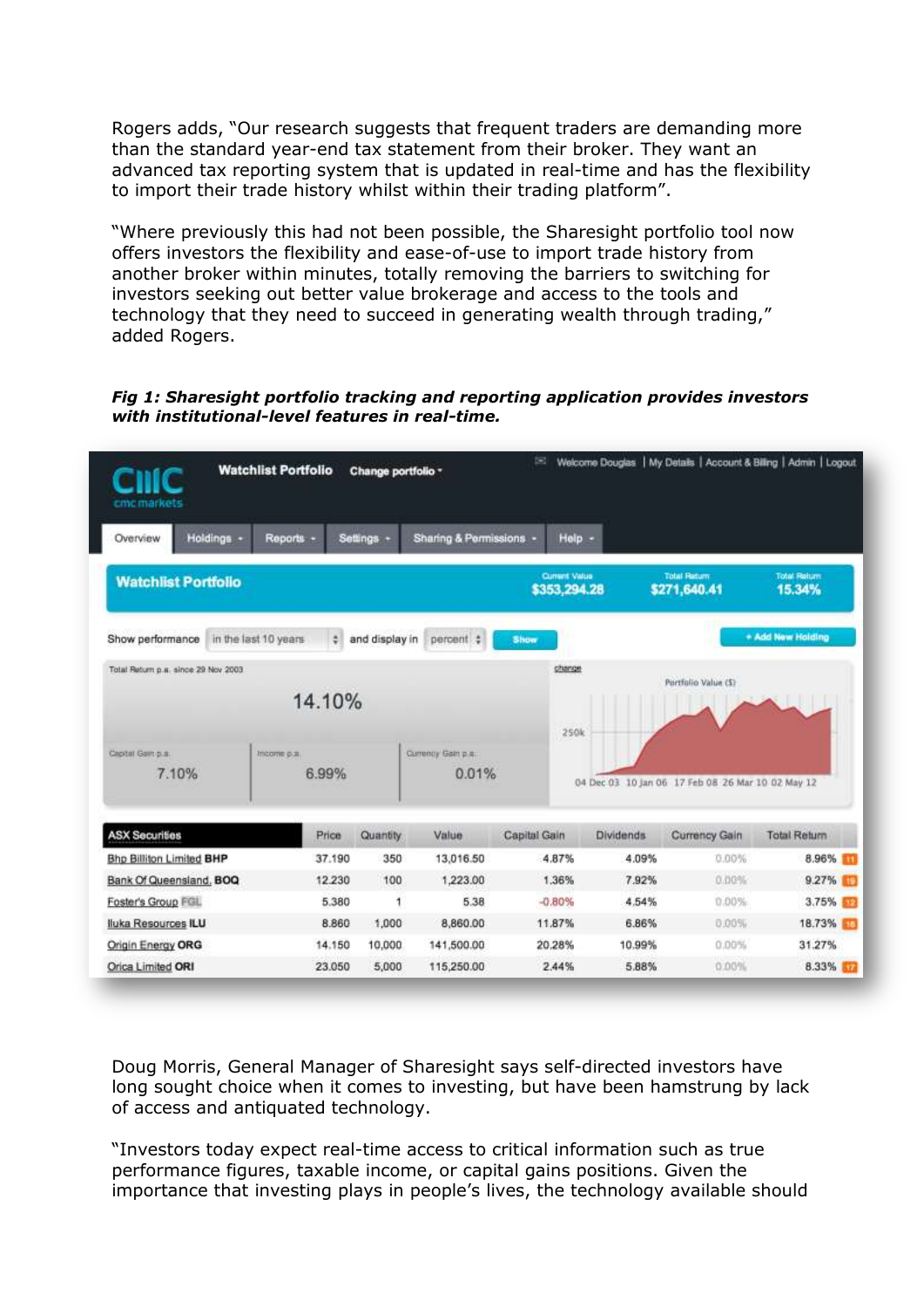Rogers adds, "Our research suggests that frequent traders are demanding more than the standard year-end tax statement from their broker. They want an advanced tax reporting system that is updated in real-time and has the flexibility to import their trade history whilst within their trading platform".

"Where previously this had not been possible, the Sharesight portfolio tool now offers investors the flexibility and ease-of-use to import trade history from another broker within minutes, totally removing the barriers to switching for investors seeking out better value brokerage and access to the tools and technology that they need to succeed in generating wealth through trading," added Rogers.

***Fig 1: Sharesight portfolio tracking and reporting application provides investors with institutional-level features in real-time.***

| ASX Securities | Price | Quantity | Value | Capital Gain | Dividends | Currency Gain | Total Return |
|---|---|---|---|---|---|---|---|
| Bhp Billiton Limited BHP | 37.190 | 350 | 13,016.50 | 4.87% | 4.09% | 0.00% | 8.96% |
| Bank Of Queensland. BOQ | 12.230 | 100 | 1,223.00 | 1.36% | 7.92% | 0.00% | 9.27% |
| Foster's Group FGL | 5.380 | 1 | 5.38 | -0.80% | 4.54% | 0.00% | 3.75% |
| Iluka Resources ILU | 8.860 | 1,000 | 8,860.00 | 11.87% | 6.86% | 0.00% | 18.73% |
| Origin Energy ORG | 14.150 | 10,000 | 141,500.00 | 20.28% | 10.99% | 0.00% | 31.27% |
| Orica Limited ORI | 23.050 | 5,000 | 115,250.00 | 2.44% | 5.88% | 0.00% | 8.33% |

Doug Morris, General Manager of Sharesight says self-directed investors have long sought choice when it comes to investing, but have been hamstrung by lack of access and antiquated technology.

"Investors today expect real-time access to critical information such as true performance figures, taxable income, or capital gains positions. Given the importance that investing plays in people's lives, the technology available should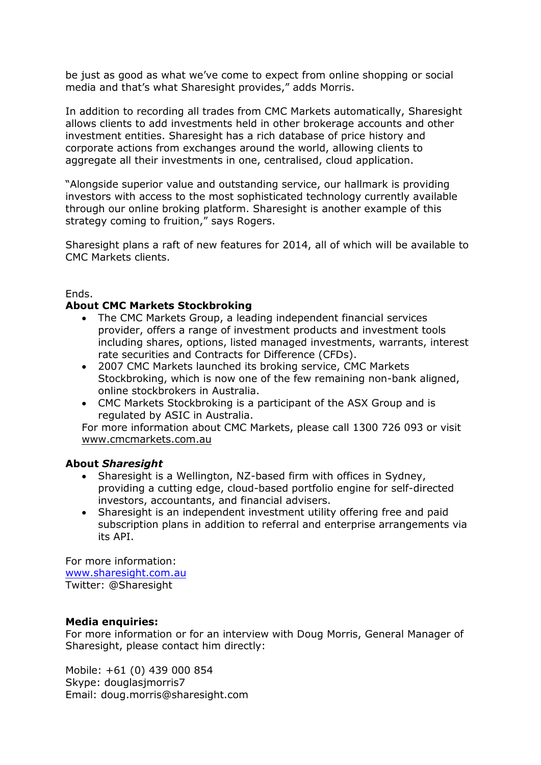be just as good as what we've come to expect from online shopping or social media and that's what Sharesight provides," adds Morris.

In addition to recording all trades from CMC Markets automatically, Sharesight allows clients to add investments held in other brokerage accounts and other investment entities. Sharesight has a rich database of price history and corporate actions from exchanges around the world, allowing clients to aggregate all their investments in one, centralised, cloud application.

"Alongside superior value and outstanding service, our hallmark is providing investors with access to the most sophisticated technology currently available through our online broking platform. Sharesight is another example of this strategy coming to fruition," says Rogers.

Sharesight plans a raft of new features for 2014, all of which will be available to CMC Markets clients.

Ends.

**About CMC Markets Stockbroking**

- The CMC Markets Group, a leading independent financial services provider, offers a range of investment products and investment tools including shares, options, listed managed investments, warrants, interest rate securities and Contracts for Difference (CFDs).
- 2007 CMC Markets launched its broking service, CMC Markets Stockbroking, which is now one of the few remaining non-bank aligned, online stockbrokers in Australia.
- CMC Markets Stockbroking is a participant of the ASX Group and is regulated by ASIC in Australia.

For more information about CMC Markets, please call 1300 726 093 or visit www.cmcmarkets.com.au

**About *Sharesight***

- Sharesight is a Wellington, NZ-based firm with offices in Sydney, providing a cutting edge, cloud-based portfolio engine for self-directed investors, accountants, and financial advisers.
- Sharesight is an independent investment utility offering free and paid subscription plans in addition to referral and enterprise arrangements via its API.

For more information:
www.sharesight.com.au
Twitter: @Sharesight

**Media enquiries:**
For more information or for an interview with Doug Morris, General Manager of Sharesight, please contact him directly:

Mobile: +61 (0) 439 000 854
Skype: douglasjmorris7
Email: doug.morris@sharesight.com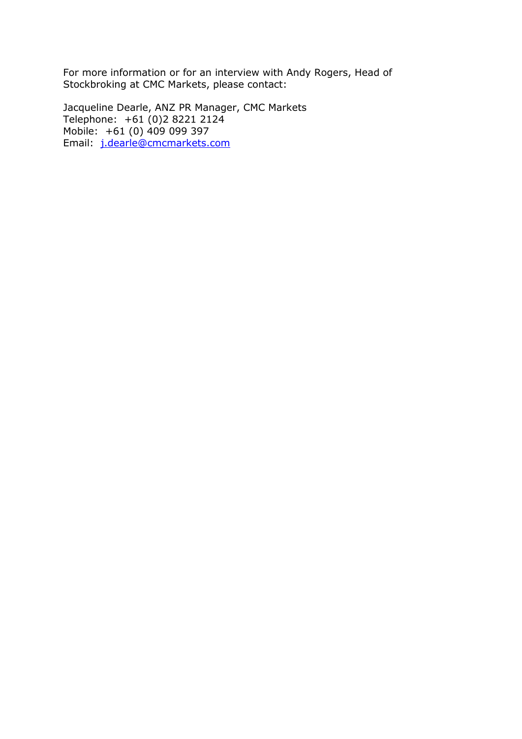For more information or for an interview with Andy Rogers, Head of Stockbroking at CMC Markets, please contact:

Jacqueline Dearle, ANZ PR Manager, CMC Markets
Telephone: +61 (0)2 8221 2124
Mobile: +61 (0) 409 099 397
Email: [j.dearle@cmcmarkets.com](mailto:j.dearle@cmcmarkets.com)